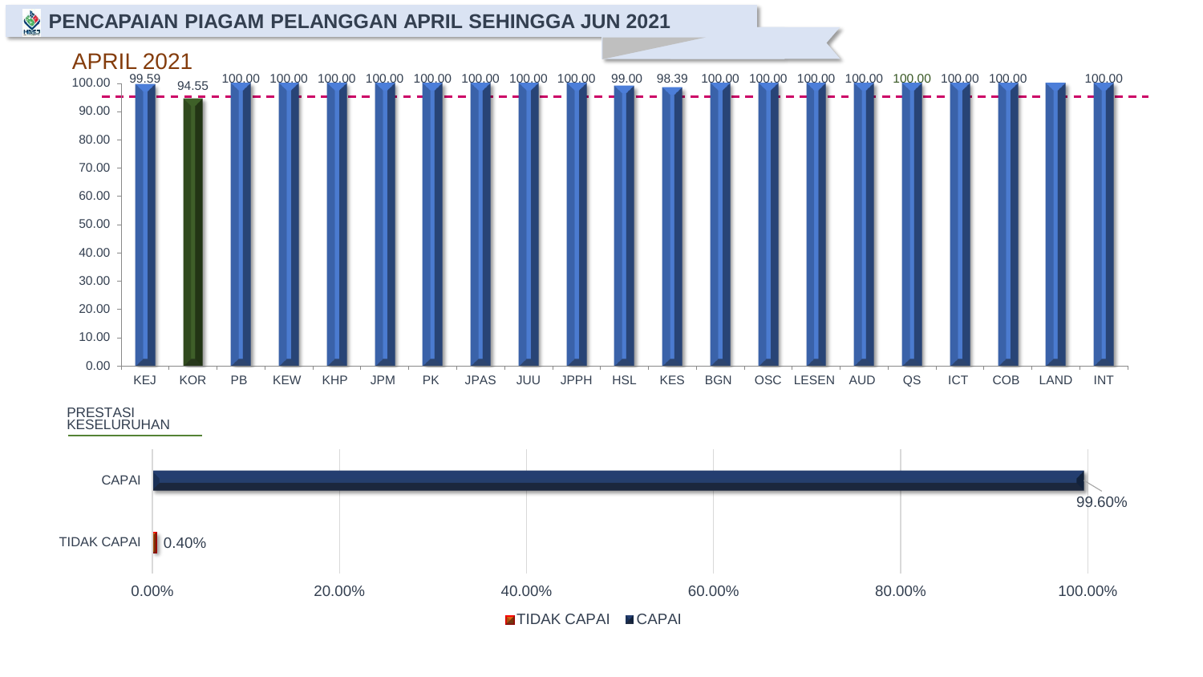# PENCAPAIAN PIAGAM PELANGGAN APRIL SEHINGGA JUN 2021

## APRIL 2021

| KEJ | KOR | PB | KEW | KHP | JPM | PK | JPAS | JUU | JPPH | HSL | KES | BGN | OSC | LESEN | AUD | QS | ICT | COB | LAND | INT |
|---|---|---|---|---|---|---|---|---|---|---|---|---|---|---|---|---|---|---|---|---|
| 99.59 | 94.55 | 100.00 | 100.00 | 100.00 | 100.00 | 100.00 | 100.00 | 100.00 | 100.00 | 99.00 | 98.39 | 100.00 | 100.00 | 100.00 | 100.00 | 100.00 | 100.00 | 100.00 | | 100.00 |

### PRESTASI KESELURUHAN

| | |
|---|---|
| CAPAI | 99.60% |
| TIDAK CAPAI | 0.40% |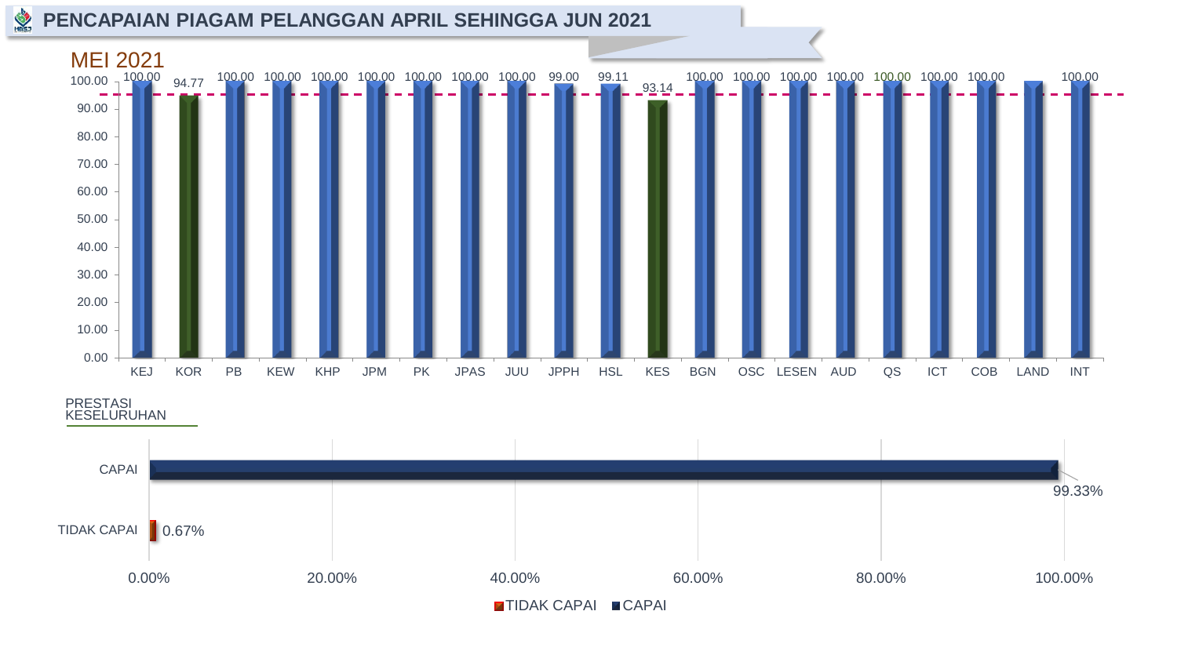# PENCAPAIAN PIAGAM PELANGGAN APRIL SEHINGGA JUN 2021

## MEI 2021

| Jabatan | Pencapaian |
|---|---|
| KEJ | 100.00 |
| KOR | 94.77 |
| PB | 100.00 |
| KEW | 100.00 |
| KHP | 100.00 |
| JPM | 100.00 |
| PK | 100.00 |
| JPAS | 100.00 |
| JUU | 100.00 |
| JPPH | 99.00 |
| HSL | 99.11 |
| KES | 93.14 |
| BGN | 100.00 |
| OSC | 100.00 |
| LESEN | 100.00 |
| AUD | 100.00 |
| QS | 100.00 |
| ICT | 100.00 |
| COB | 100.00 |
| LAND | |
| INT | 100.00 |

### PRESTASI KESELURUHAN

| | Peratus |
|---|---|
| CAPAI | 99.33% |
| TIDAK CAPAI | 0.67% |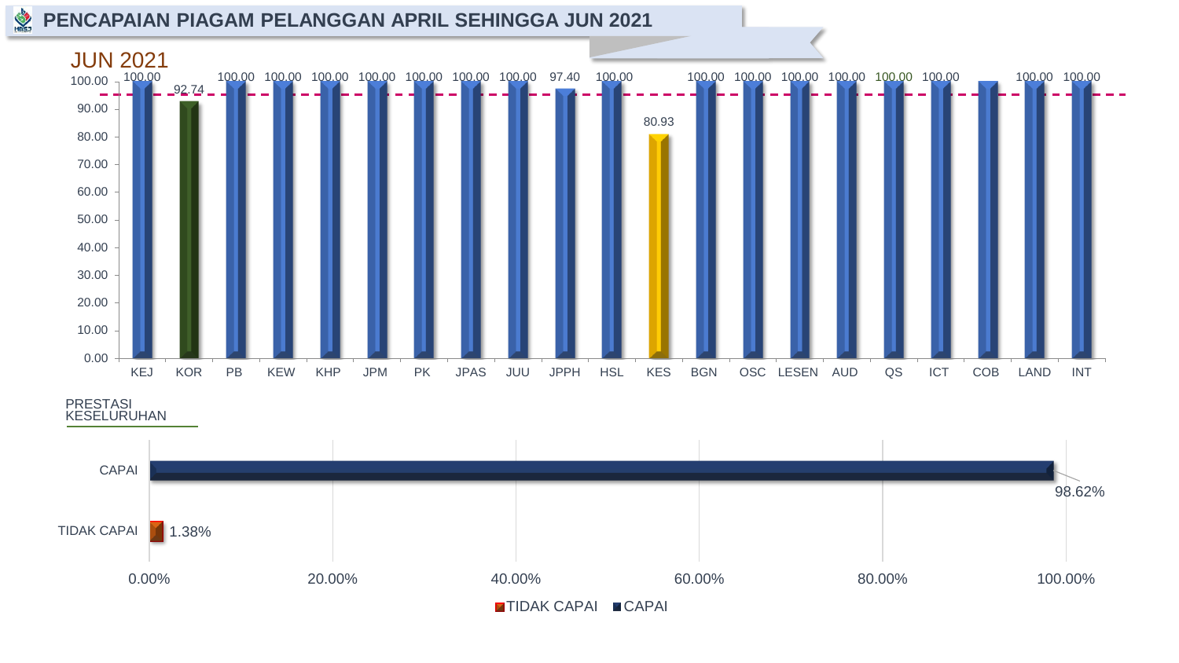# PENCAPAIAN PIAGAM PELANGGAN APRIL SEHINGGA JUN 2021

## JUN 2021

| KEJ | KOR | PB | KEW | KHP | JPM | PK | JPAS | JUU | JPPH | HSL | KES | BGN | OSC | LESEN | AUD | QS | ICT | COB | LAND | INT |
|---|---|---|---|---|---|---|---|---|---|---|---|---|---|---|---|---|---|---|---|---|
| 100.00 | 92.74 | 100.00 | 100.00 | 100.00 | 100.00 | 100.00 | 100.00 | 100.00 | 97.40 | 100.00 | 80.93 | 100.00 | 100.00 | 100.00 | 100.00 | 100.00 | 100.00 | | 100.00 | 100.00 |

### PRESTASI KESELURUHAN

| | |
|---|---|
| CAPAI | 98.62% |
| TIDAK CAPAI | 1.38% |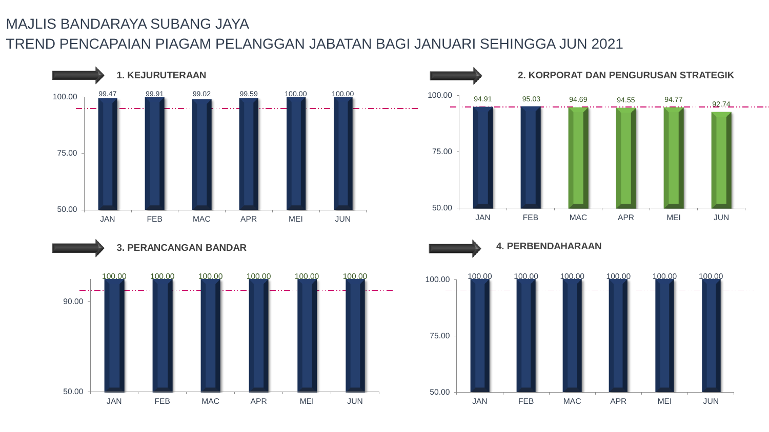MAJLIS BANDARAYA SUBANG JAYA

TREND PENCAPAIAN PIAGAM PELANGGAN JABATAN BAGI JANUARI SEHINGGA JUN 2021

**1. KEJURUTERAAN**

| JAN | FEB | MAC | APR | MEI | JUN |
|---|---|---|---|---|---|
| 99.47 | 99.91 | 99.02 | 99.59 | 100.00 | 100.00 |

**2. KORPORAT DAN PENGURUSAN STRATEGIK**

| JAN | FEB | MAC | APR | MEI | JUN |
|---|---|---|---|---|---|
| 94.91 | 95.03 | 94.69 | 94.55 | 94.77 | 92.74 |

**3. PERANCANGAN BANDAR**

| JAN | FEB | MAC | APR | MEI | JUN |
|---|---|---|---|---|---|
| 100.00 | 100.00 | 100.00 | 100.00 | 100.00 | 100.00 |

**4. PERBENDAHARAAN**

| JAN | FEB | MAC | APR | MEI | JUN |
|---|---|---|---|---|---|
| 100.00 | 100.00 | 100.00 | 100.00 | 100.00 | 100.00 |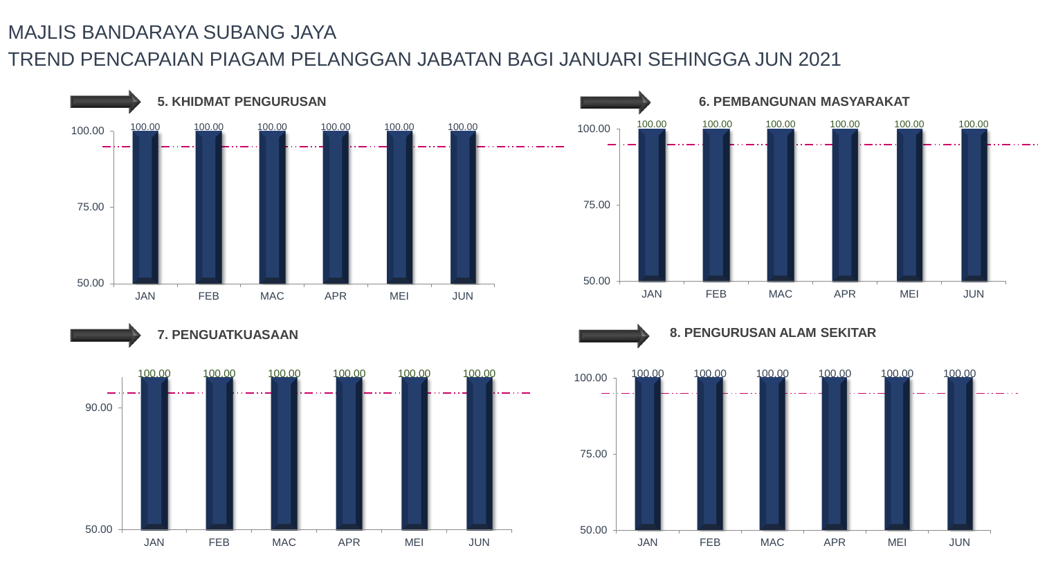# MAJLIS BANDARAYA SUBANG JAYA

## TREND PENCAPAIAN PIAGAM PELANGGAN JABATAN BAGI JANUARI SEHINGGA JUN 2021

### 5. KHIDMAT PENGURUSAN

| | JAN | FEB | MAC | APR | MEI | JUN |
|---|---|---|---|---|---|---|
| Pencapaian | 100.00 | 100.00 | 100.00 | 100.00 | 100.00 | 100.00 |

### 6. PEMBANGUNAN MASYARAKAT

| | JAN | FEB | MAC | APR | MEI | JUN |
|---|---|---|---|---|---|---|
| Pencapaian | 100.00 | 100.00 | 100.00 | 100.00 | 100.00 | 100.00 |

### 7. PENGUATKUASAAN

| | JAN | FEB | MAC | APR | MEI | JUN |
|---|---|---|---|---|---|---|
| Pencapaian | 100.00 | 100.00 | 100.00 | 100.00 | 100.00 | 100.00 |

### 8. PENGURUSAN ALAM SEKITAR

| | JAN | FEB | MAC | APR | MEI | JUN |
|---|---|---|---|---|---|---|
| Pencapaian | 100.00 | 100.00 | 100.00 | 100.00 | 100.00 | 100.00 |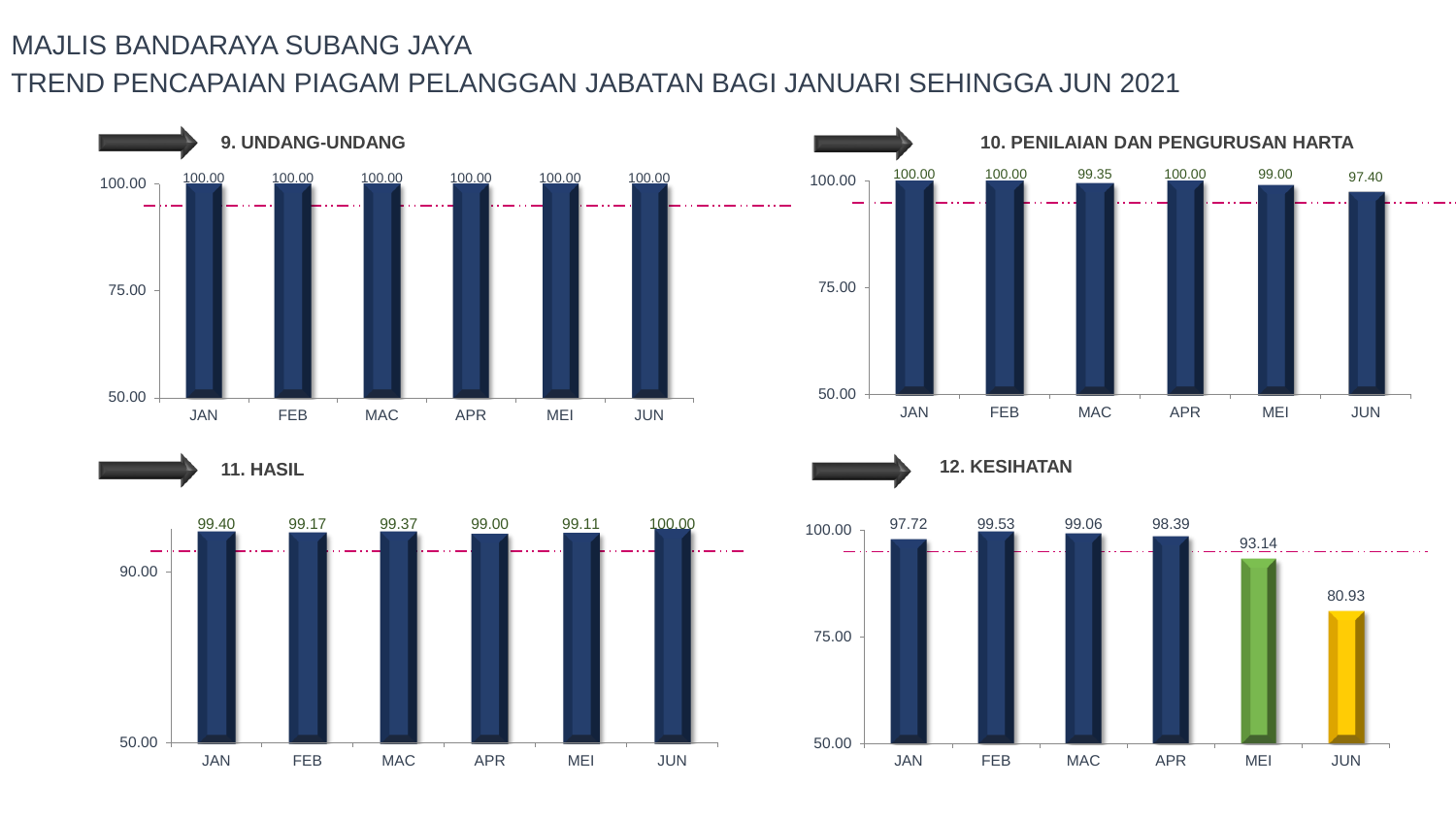# MAJLIS BANDARAYA SUBANG JAYA

## TREND PENCAPAIAN PIAGAM PELANGGAN JABATAN BAGI JANUARI SEHINGGA JUN 2021

### 9. UNDANG-UNDANG

| JAN | FEB | MAC | APR | MEI | JUN |
|---|---|---|---|---|---|
| 100.00 | 100.00 | 100.00 | 100.00 | 100.00 | 100.00 |

### 10. PENILAIAN DAN PENGURUSAN HARTA

| JAN | FEB | MAC | APR | MEI | JUN |
|---|---|---|---|---|---|
| 100.00 | 100.00 | 99.35 | 100.00 | 99.00 | 97.40 |

### 11. HASIL

| JAN | FEB | MAC | APR | MEI | JUN |
|---|---|---|---|---|---|
| 99.40 | 99.17 | 99.37 | 99.00 | 99.11 | 100.00 |

### 12. KESIHATAN

| JAN | FEB | MAC | APR | MEI | JUN |
|---|---|---|---|---|---|
| 97.72 | 99.53 | 99.06 | 98.39 | 93.14 | 80.93 |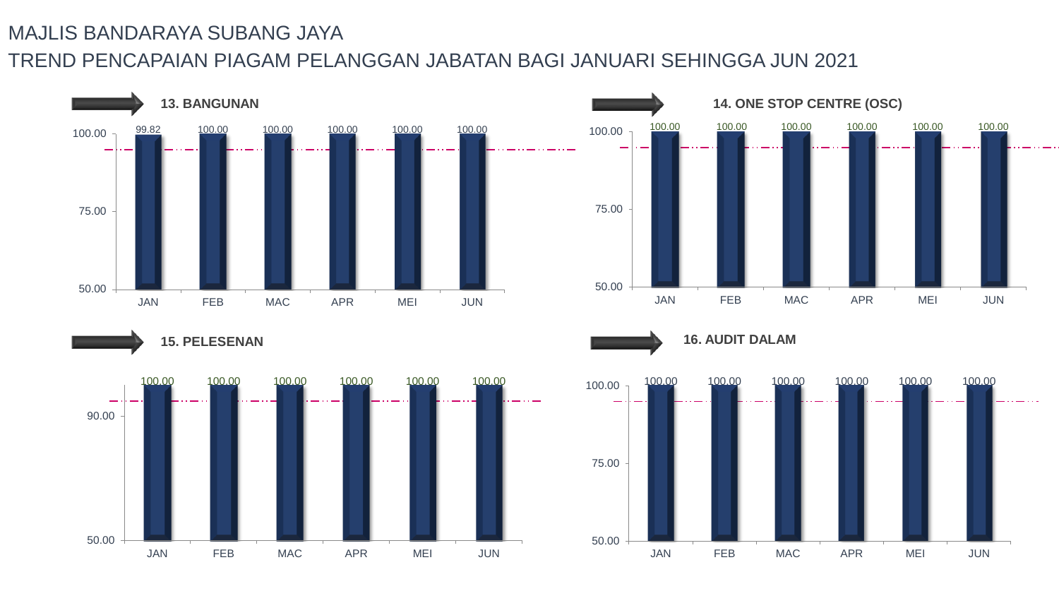# MAJLIS BANDARAYA SUBANG JAYA

## TREND PENCAPAIAN PIAGAM PELANGGAN JABATAN BAGI JANUARI SEHINGGA JUN 2021

### 13. BANGUNAN

| JAN | FEB | MAC | APR | MEI | JUN |
|---|---|---|---|---|---|
| 99.82 | 100.00 | 100.00 | 100.00 | 100.00 | 100.00 |

### 14. ONE STOP CENTRE (OSC)

| JAN | FEB | MAC | APR | MEI | JUN |
|---|---|---|---|---|---|
| 100.00 | 100.00 | 100.00 | 100.00 | 100.00 | 100.00 |

### 15. PELESENAN

| JAN | FEB | MAC | APR | MEI | JUN |
|---|---|---|---|---|---|
| 100.00 | 100.00 | 100.00 | 100.00 | 100.00 | 100.00 |

### 16. AUDIT DALAM

| JAN | FEB | MAC | APR | MEI | JUN |
|---|---|---|---|---|---|
| 100.00 | 100.00 | 100.00 | 100.00 | 100.00 | 100.00 |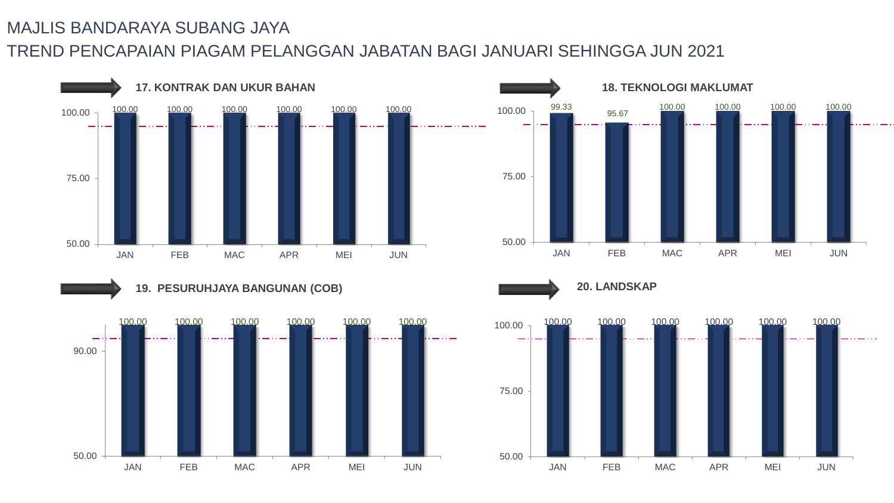MAJLIS BANDARAYA SUBANG JAYA

TREND PENCAPAIAN PIAGAM PELANGGAN JABATAN BAGI JANUARI SEHINGGA JUN 2021

### 17. KONTRAK DAN UKUR BAHAN

| Bulan | JAN | FEB | MAC | APR | MEI | JUN |
|---|---|---|---|---|---|---|
| Pencapaian | 100.00 | 100.00 | 100.00 | 100.00 | 100.00 | 100.00 |

### 18. TEKNOLOGI MAKLUMAT

| Bulan | JAN | FEB | MAC | APR | MEI | JUN |
|---|---|---|---|---|---|---|
| Pencapaian | 99.33 | 95.67 | 100.00 | 100.00 | 100.00 | 100.00 |

### 19. PESURUHJAYA BANGUNAN (COB)

| Bulan | JAN | FEB | MAC | APR | MEI | JUN |
|---|---|---|---|---|---|---|
| Pencapaian | 100.00 | 100.00 | 100.00 | 100.00 | 100.00 | 100.00 |

### 20. LANDSKAP

| Bulan | JAN | FEB | MAC | APR | MEI | JUN |
|---|---|---|---|---|---|---|
| Pencapaian | 100.00 | 100.00 | 100.00 | 100.00 | 100.00 | 100.00 |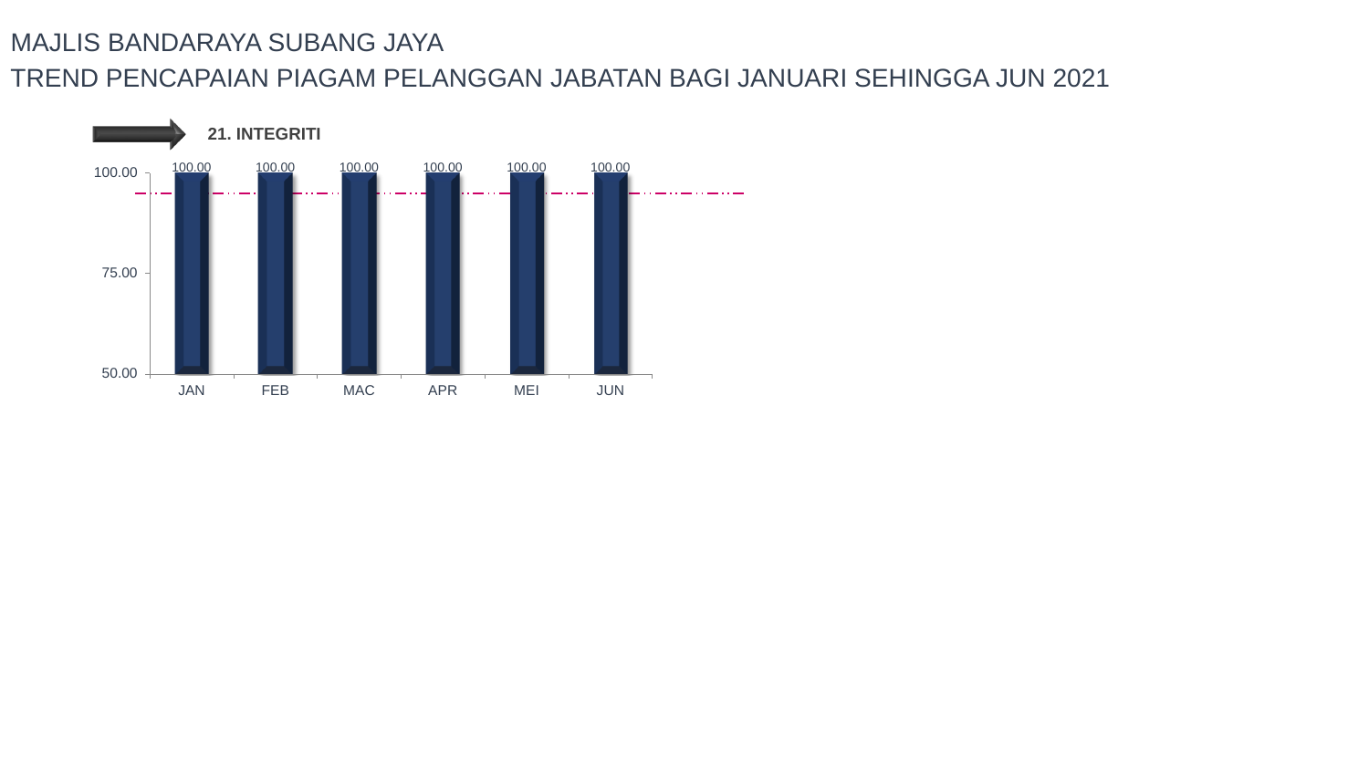MAJLIS BANDARAYA SUBANG JAYA

TREND PENCAPAIAN PIAGAM PELANGGAN JABATAN BAGI JANUARI SEHINGGA JUN 2021

**21. INTEGRITI**

100.00 100.00 100.00 100.00 100.00 100.00

100.00

75.00

50.00

JAN FEB MAC APR MEI JUN